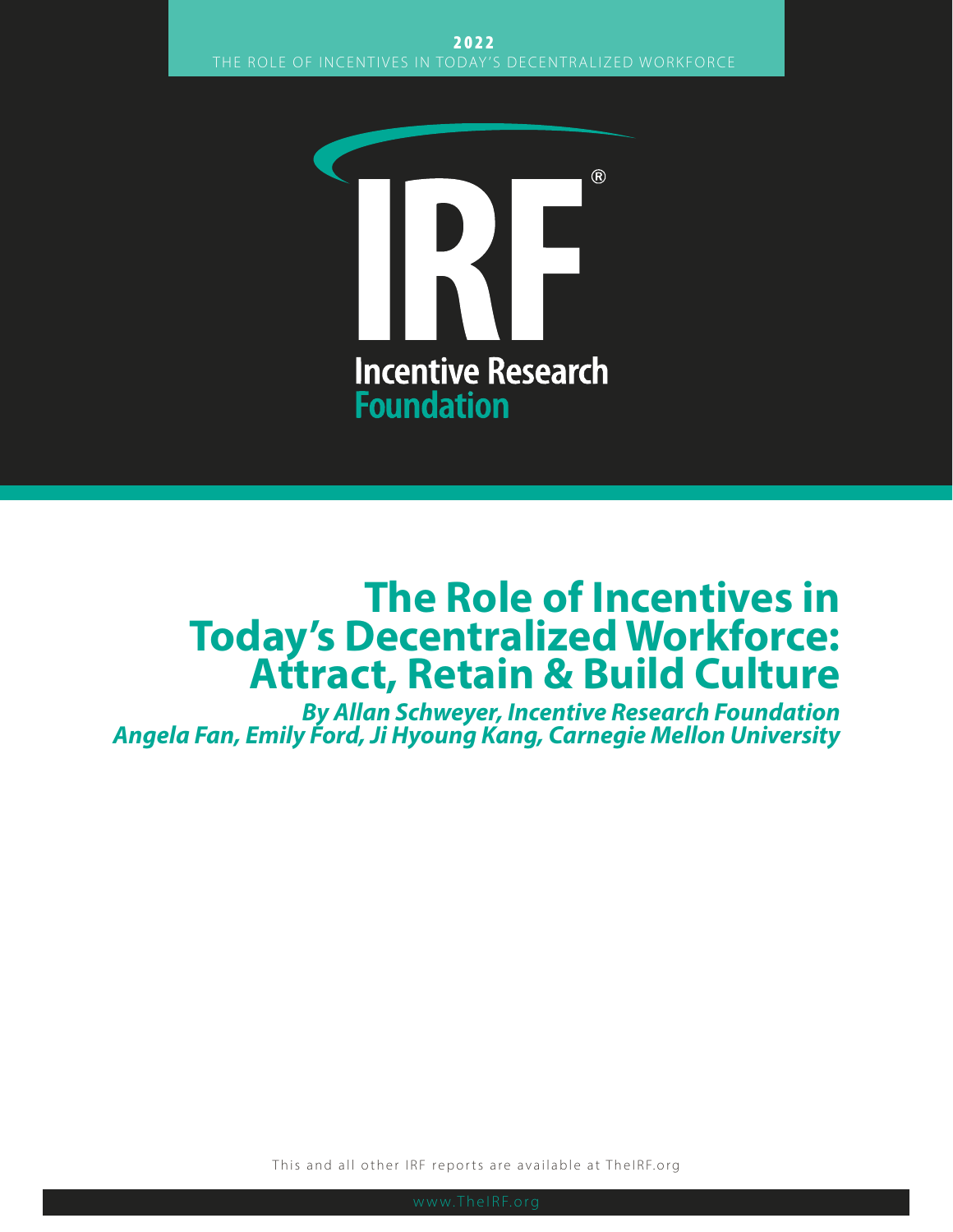2022
THE ROLE OF INCENTIVES IN TODAY'S DECENTRALIZED WORKFORCE

IRF®

Incentive Research Foundation

# The Role of Incentives in Today's Decentralized Workforce: Attract, Retain & Build Culture

***By Allan Schweyer, Incentive Research Foundation***
***Angela Fan, Emily Ford, Ji Hyoung Kang, Carnegie Mellon University***

This and all other IRF reports are available at TheIRF.org

www.TheIRF.org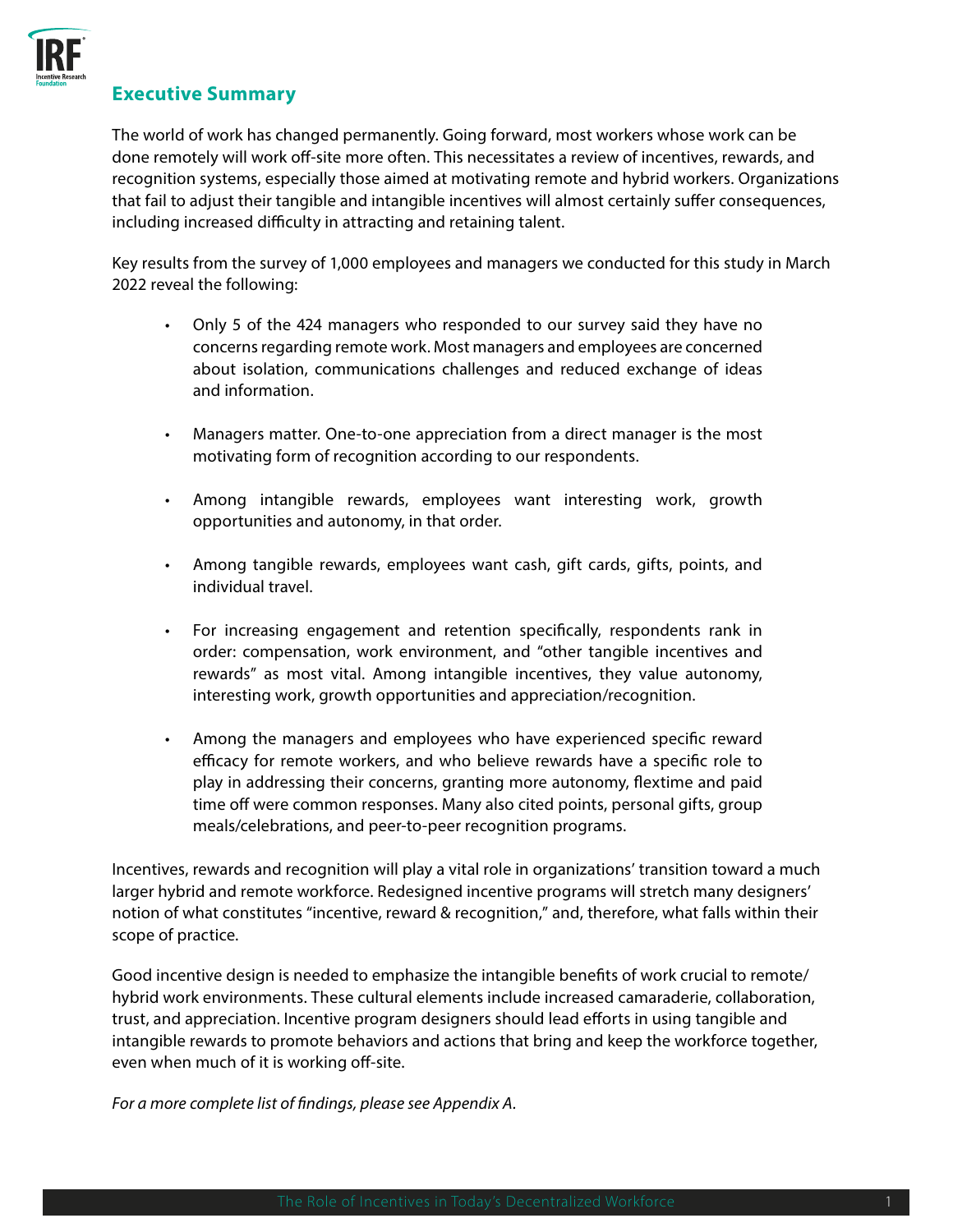## Executive Summary

The world of work has changed permanently. Going forward, most workers whose work can be done remotely will work off-site more often. This necessitates a review of incentives, rewards, and recognition systems, especially those aimed at motivating remote and hybrid workers. Organizations that fail to adjust their tangible and intangible incentives will almost certainly suffer consequences, including increased difficulty in attracting and retaining talent.

Key results from the survey of 1,000 employees and managers we conducted for this study in March 2022 reveal the following:

- Only 5 of the 424 managers who responded to our survey said they have no concerns regarding remote work. Most managers and employees are concerned about isolation, communications challenges and reduced exchange of ideas and information.
- Managers matter. One-to-one appreciation from a direct manager is the most motivating form of recognition according to our respondents.
- Among intangible rewards, employees want interesting work, growth opportunities and autonomy, in that order.
- Among tangible rewards, employees want cash, gift cards, gifts, points, and individual travel.
- For increasing engagement and retention specifically, respondents rank in order: compensation, work environment, and "other tangible incentives and rewards" as most vital. Among intangible incentives, they value autonomy, interesting work, growth opportunities and appreciation/recognition.
- Among the managers and employees who have experienced specific reward efficacy for remote workers, and who believe rewards have a specific role to play in addressing their concerns, granting more autonomy, flextime and paid time off were common responses. Many also cited points, personal gifts, group meals/celebrations, and peer-to-peer recognition programs.

Incentives, rewards and recognition will play a vital role in organizations' transition toward a much larger hybrid and remote workforce. Redesigned incentive programs will stretch many designers' notion of what constitutes "incentive, reward & recognition," and, therefore, what falls within their scope of practice.

Good incentive design is needed to emphasize the intangible benefits of work crucial to remote/hybrid work environments. These cultural elements include increased camaraderie, collaboration, trust, and appreciation. Incentive program designers should lead efforts in using tangible and intangible rewards to promote behaviors and actions that bring and keep the workforce together, even when much of it is working off-site.

*For a more complete list of findings, please see Appendix A.*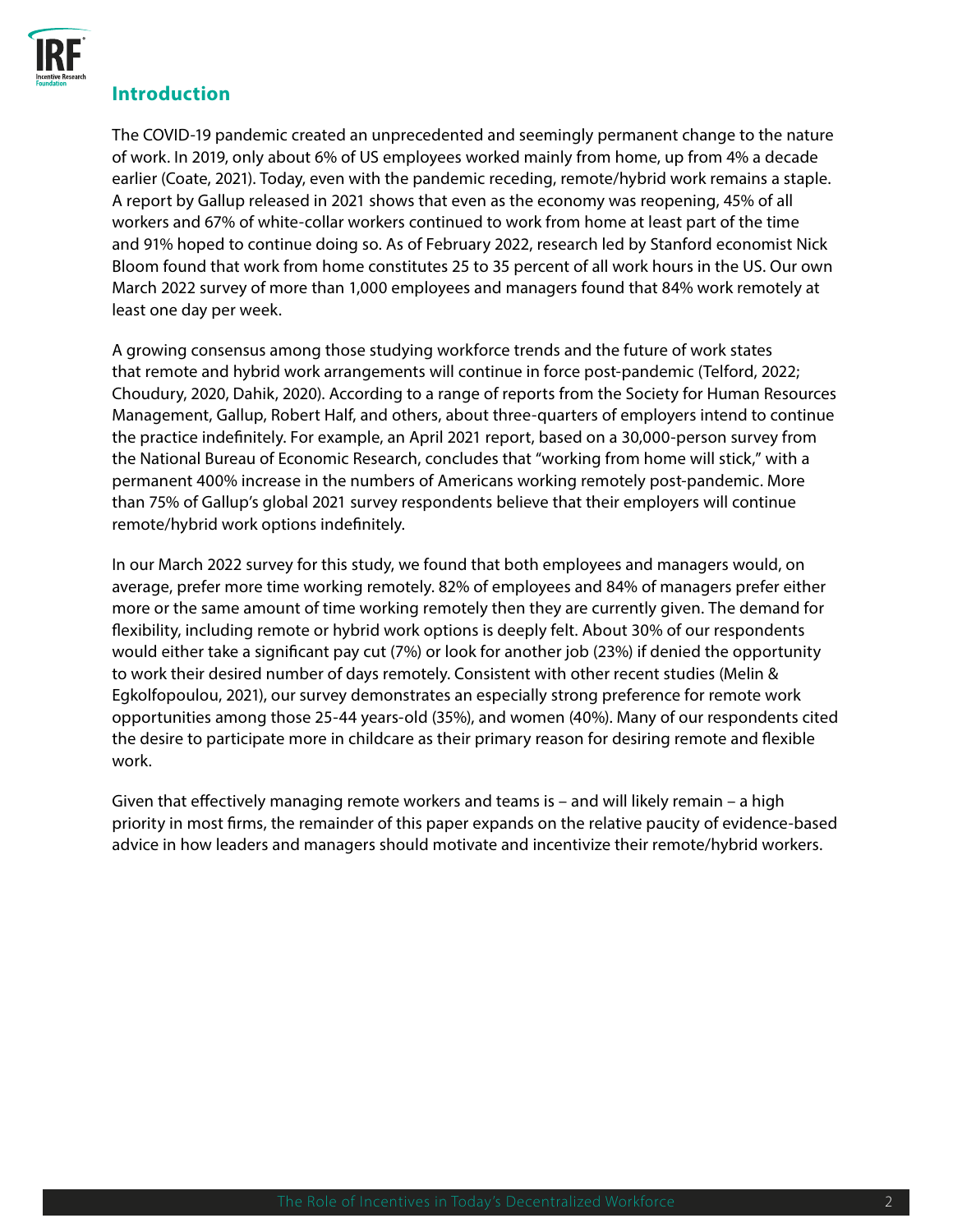## Introduction

The COVID-19 pandemic created an unprecedented and seemingly permanent change to the nature of work. In 2019, only about 6% of US employees worked mainly from home, up from 4% a decade earlier (Coate, 2021). Today, even with the pandemic receding, remote/hybrid work remains a staple. A report by Gallup released in 2021 shows that even as the economy was reopening, 45% of all workers and 67% of white-collar workers continued to work from home at least part of the time and 91% hoped to continue doing so. As of February 2022, research led by Stanford economist Nick Bloom found that work from home constitutes 25 to 35 percent of all work hours in the US. Our own March 2022 survey of more than 1,000 employees and managers found that 84% work remotely at least one day per week.

A growing consensus among those studying workforce trends and the future of work states that remote and hybrid work arrangements will continue in force post-pandemic (Telford, 2022; Choudury, 2020, Dahik, 2020). According to a range of reports from the Society for Human Resources Management, Gallup, Robert Half, and others, about three-quarters of employers intend to continue the practice indefinitely. For example, an April 2021 report, based on a 30,000-person survey from the National Bureau of Economic Research, concludes that "working from home will stick," with a permanent 400% increase in the numbers of Americans working remotely post-pandemic. More than 75% of Gallup's global 2021 survey respondents believe that their employers will continue remote/hybrid work options indefinitely.

In our March 2022 survey for this study, we found that both employees and managers would, on average, prefer more time working remotely. 82% of employees and 84% of managers prefer either more or the same amount of time working remotely then they are currently given. The demand for flexibility, including remote or hybrid work options is deeply felt. About 30% of our respondents would either take a significant pay cut (7%) or look for another job (23%) if denied the opportunity to work their desired number of days remotely. Consistent with other recent studies (Melin & Egkolfopoulou, 2021), our survey demonstrates an especially strong preference for remote work opportunities among those 25-44 years-old (35%), and women (40%). Many of our respondents cited the desire to participate more in childcare as their primary reason for desiring remote and flexible work.

Given that effectively managing remote workers and teams is – and will likely remain – a high priority in most firms, the remainder of this paper expands on the relative paucity of evidence-based advice in how leaders and managers should motivate and incentivize their remote/hybrid workers.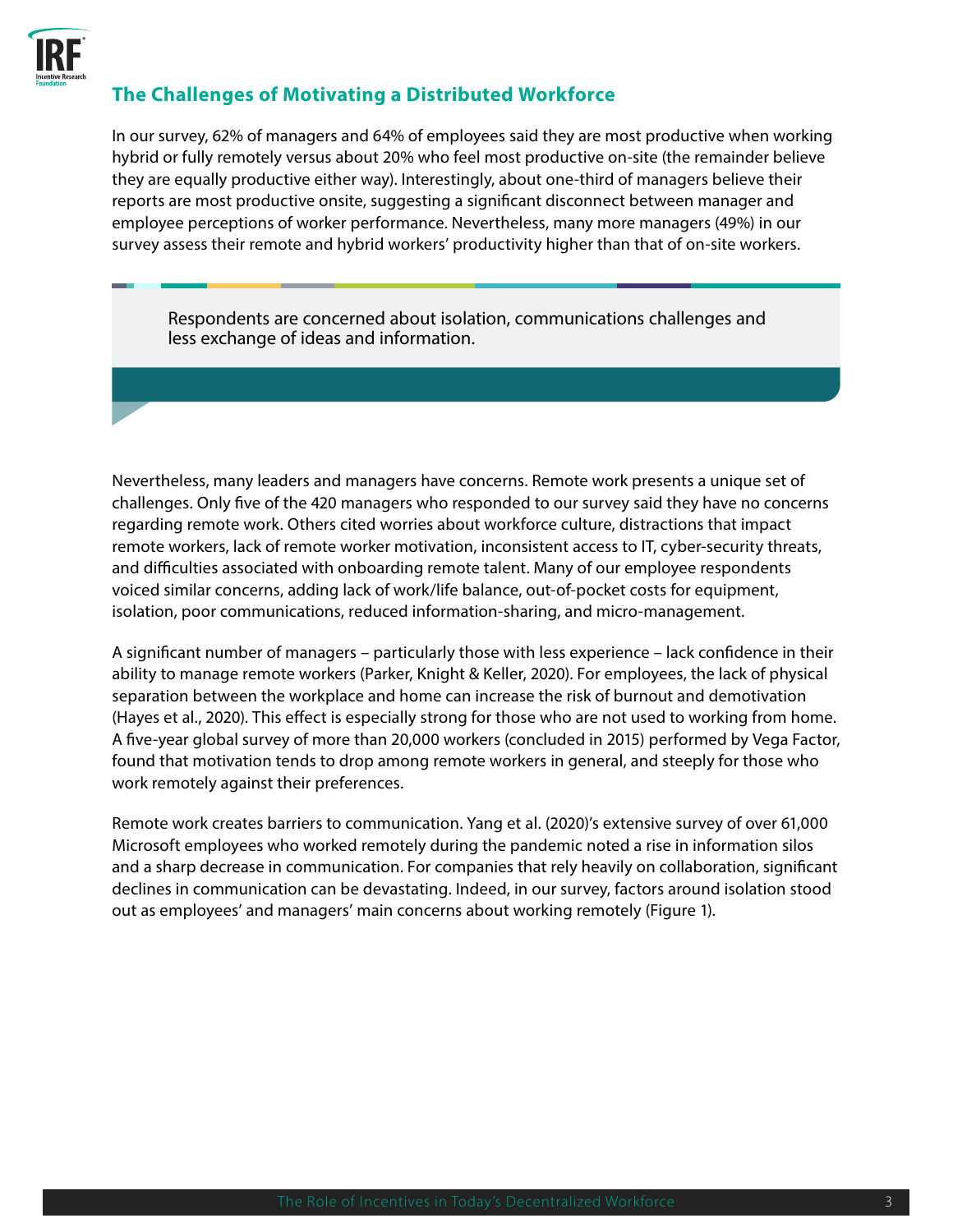## The Challenges of Motivating a Distributed Workforce

In our survey, 62% of managers and 64% of employees said they are most productive when working hybrid or fully remotely versus about 20% who feel most productive on-site (the remainder believe they are equally productive either way). Interestingly, about one-third of managers believe their reports are most productive onsite, suggesting a significant disconnect between manager and employee perceptions of worker performance. Nevertheless, many more managers (49%) in our survey assess their remote and hybrid workers' productivity higher than that of on-site workers.

> Respondents are concerned about isolation, communications challenges and less exchange of ideas and information.

Nevertheless, many leaders and managers have concerns. Remote work presents a unique set of challenges. Only five of the 420 managers who responded to our survey said they have no concerns regarding remote work. Others cited worries about workforce culture, distractions that impact remote workers, lack of remote worker motivation, inconsistent access to IT, cyber-security threats, and difficulties associated with onboarding remote talent. Many of our employee respondents voiced similar concerns, adding lack of work/life balance, out-of-pocket costs for equipment, isolation, poor communications, reduced information-sharing, and micro-management.

A significant number of managers – particularly those with less experience – lack confidence in their ability to manage remote workers (Parker, Knight & Keller, 2020). For employees, the lack of physical separation between the workplace and home can increase the risk of burnout and demotivation (Hayes et al., 2020). This effect is especially strong for those who are not used to working from home. A five-year global survey of more than 20,000 workers (concluded in 2015) performed by Vega Factor, found that motivation tends to drop among remote workers in general, and steeply for those who work remotely against their preferences.

Remote work creates barriers to communication. Yang et al. (2020)'s extensive survey of over 61,000 Microsoft employees who worked remotely during the pandemic noted a rise in information silos and a sharp decrease in communication. For companies that rely heavily on collaboration, significant declines in communication can be devastating. Indeed, in our survey, factors around isolation stood out as employees' and managers' main concerns about working remotely (Figure 1).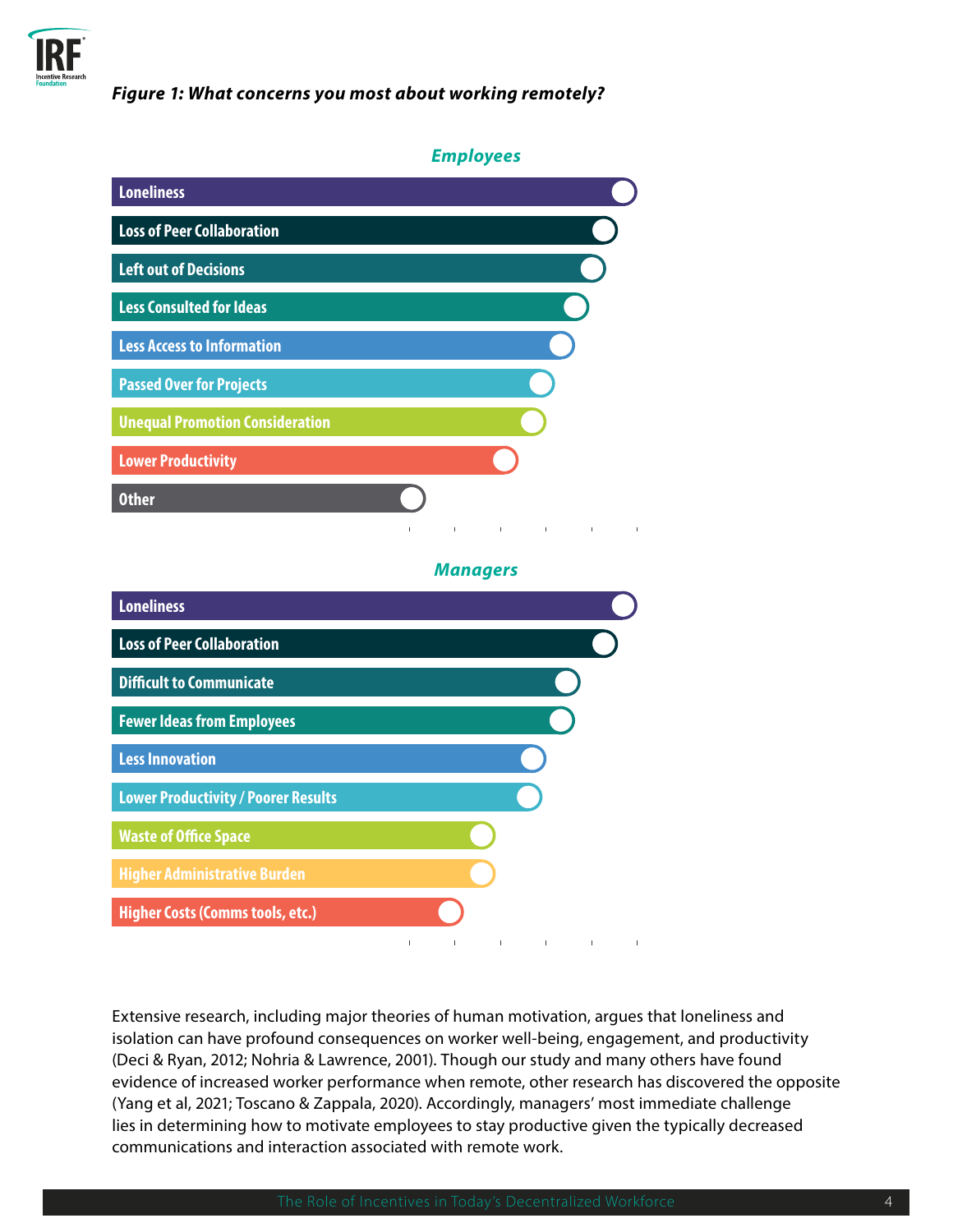***Figure 1: What concerns you most about working remotely?***

*Employees*

Loneliness

Loss of Peer Collaboration

Left out of Decisions

Less Consulted for Ideas

Less Access to Information

Passed Over for Projects

Unequal Promotion Consideration

Lower Productivity

Other

*Managers*

Loneliness

Loss of Peer Collaboration

Difficult to Communicate

Fewer Ideas from Employees

Less Innovation

Lower Productivity / Poorer Results

Waste of Office Space

Higher Administrative Burden

Higher Costs (Comms tools, etc.)

Extensive research, including major theories of human motivation, argues that loneliness and isolation can have profound consequences on worker well-being, engagement, and productivity (Deci & Ryan, 2012; Nohria & Lawrence, 2001). Though our study and many others have found evidence of increased worker performance when remote, other research has discovered the opposite (Yang et al, 2021; Toscano & Zappala, 2020). Accordingly, managers' most immediate challenge lies in determining how to motivate employees to stay productive given the typically decreased communications and interaction associated with remote work.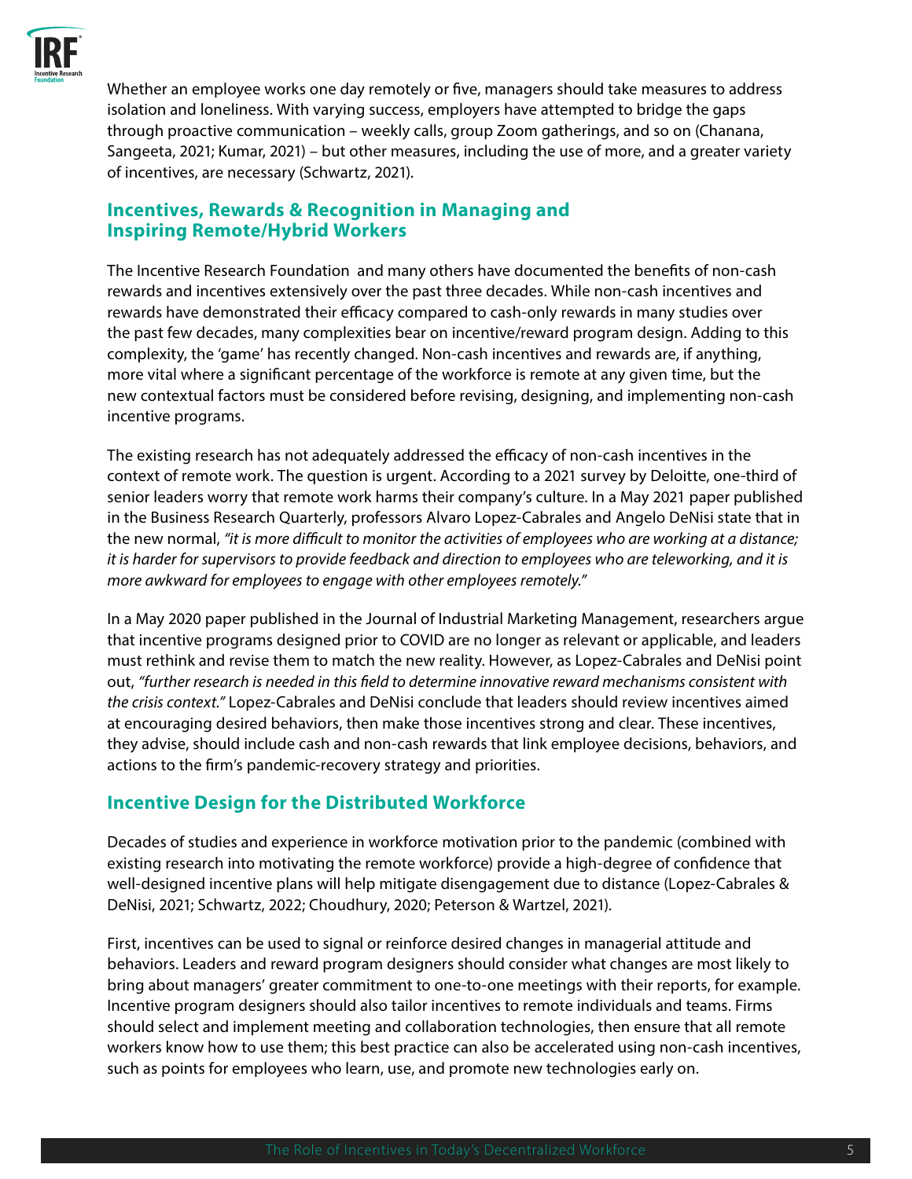Whether an employee works one day remotely or five, managers should take measures to address isolation and loneliness. With varying success, employers have attempted to bridge the gaps through proactive communication – weekly calls, group Zoom gatherings, and so on (Chanana, Sangeeta, 2021; Kumar, 2021) – but other measures, including the use of more, and a greater variety of incentives, are necessary (Schwartz, 2021).

## Incentives, Rewards & Recognition in Managing and Inspiring Remote/Hybrid Workers

The Incentive Research Foundation and many others have documented the benefits of non-cash rewards and incentives extensively over the past three decades. While non-cash incentives and rewards have demonstrated their efficacy compared to cash-only rewards in many studies over the past few decades, many complexities bear on incentive/reward program design. Adding to this complexity, the 'game' has recently changed. Non-cash incentives and rewards are, if anything, more vital where a significant percentage of the workforce is remote at any given time, but the new contextual factors must be considered before revising, designing, and implementing non-cash incentive programs.

The existing research has not adequately addressed the efficacy of non-cash incentives in the context of remote work. The question is urgent. According to a 2021 survey by Deloitte, one-third of senior leaders worry that remote work harms their company's culture. In a May 2021 paper published in the Business Research Quarterly, professors Alvaro Lopez-Cabrales and Angelo DeNisi state that in the new normal, *"it is more difficult to monitor the activities of employees who are working at a distance; it is harder for supervisors to provide feedback and direction to employees who are teleworking, and it is more awkward for employees to engage with other employees remotely."*

In a May 2020 paper published in the Journal of Industrial Marketing Management, researchers argue that incentive programs designed prior to COVID are no longer as relevant or applicable, and leaders must rethink and revise them to match the new reality. However, as Lopez-Cabrales and DeNisi point out, *"further research is needed in this field to determine innovative reward mechanisms consistent with the crisis context."* Lopez-Cabrales and DeNisi conclude that leaders should review incentives aimed at encouraging desired behaviors, then make those incentives strong and clear. These incentives, they advise, should include cash and non-cash rewards that link employee decisions, behaviors, and actions to the firm's pandemic-recovery strategy and priorities.

## Incentive Design for the Distributed Workforce

Decades of studies and experience in workforce motivation prior to the pandemic (combined with existing research into motivating the remote workforce) provide a high-degree of confidence that well-designed incentive plans will help mitigate disengagement due to distance (Lopez-Cabrales & DeNisi, 2021; Schwartz, 2022; Choudhury, 2020; Peterson & Wartzel, 2021).

First, incentives can be used to signal or reinforce desired changes in managerial attitude and behaviors. Leaders and reward program designers should consider what changes are most likely to bring about managers' greater commitment to one-to-one meetings with their reports, for example. Incentive program designers should also tailor incentives to remote individuals and teams. Firms should select and implement meeting and collaboration technologies, then ensure that all remote workers know how to use them; this best practice can also be accelerated using non-cash incentives, such as points for employees who learn, use, and promote new technologies early on.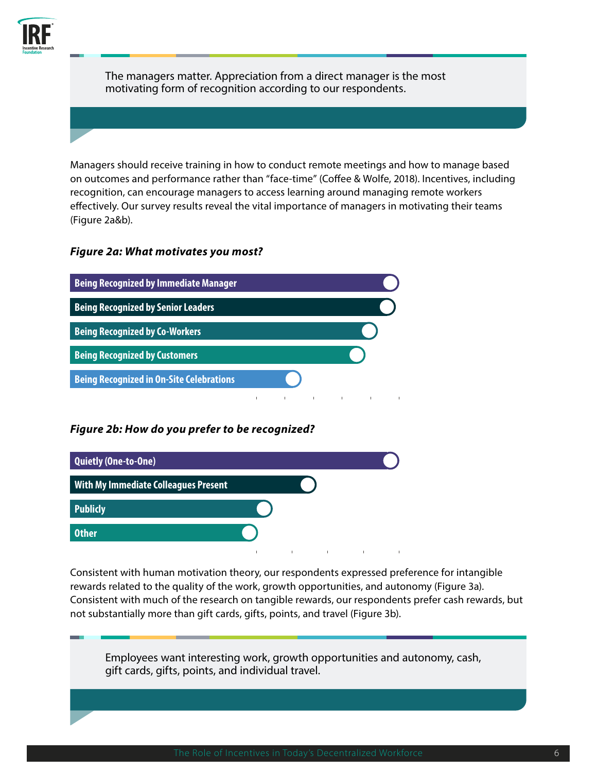The managers matter. Appreciation from a direct manager is the most motivating form of recognition according to our respondents.

Managers should receive training in how to conduct remote meetings and how to manage based on outcomes and performance rather than "face-time" (Coffee & Wolfe, 2018). Incentives, including recognition, can encourage managers to access learning around managing remote workers effectively. Our survey results reveal the vital importance of managers in motivating their teams (Figure 2a&b).

***Figure 2a: What motivates you most?***

Being Recognized by Immediate Manager

Being Recognized by Senior Leaders

Being Recognized by Co-Workers

Being Recognized by Customers

Being Recognized in On-Site Celebrations

***Figure 2b: How do you prefer to be recognized?***

Quietly (One-to-One)

With My Immediate Colleagues Present

Publicly

Other

Consistent with human motivation theory, our respondents expressed preference for intangible rewards related to the quality of the work, growth opportunities, and autonomy (Figure 3a). Consistent with much of the research on tangible rewards, our respondents prefer cash rewards, but not substantially more than gift cards, gifts, points, and travel (Figure 3b).

Employees want interesting work, growth opportunities and autonomy, cash, gift cards, gifts, points, and individual travel.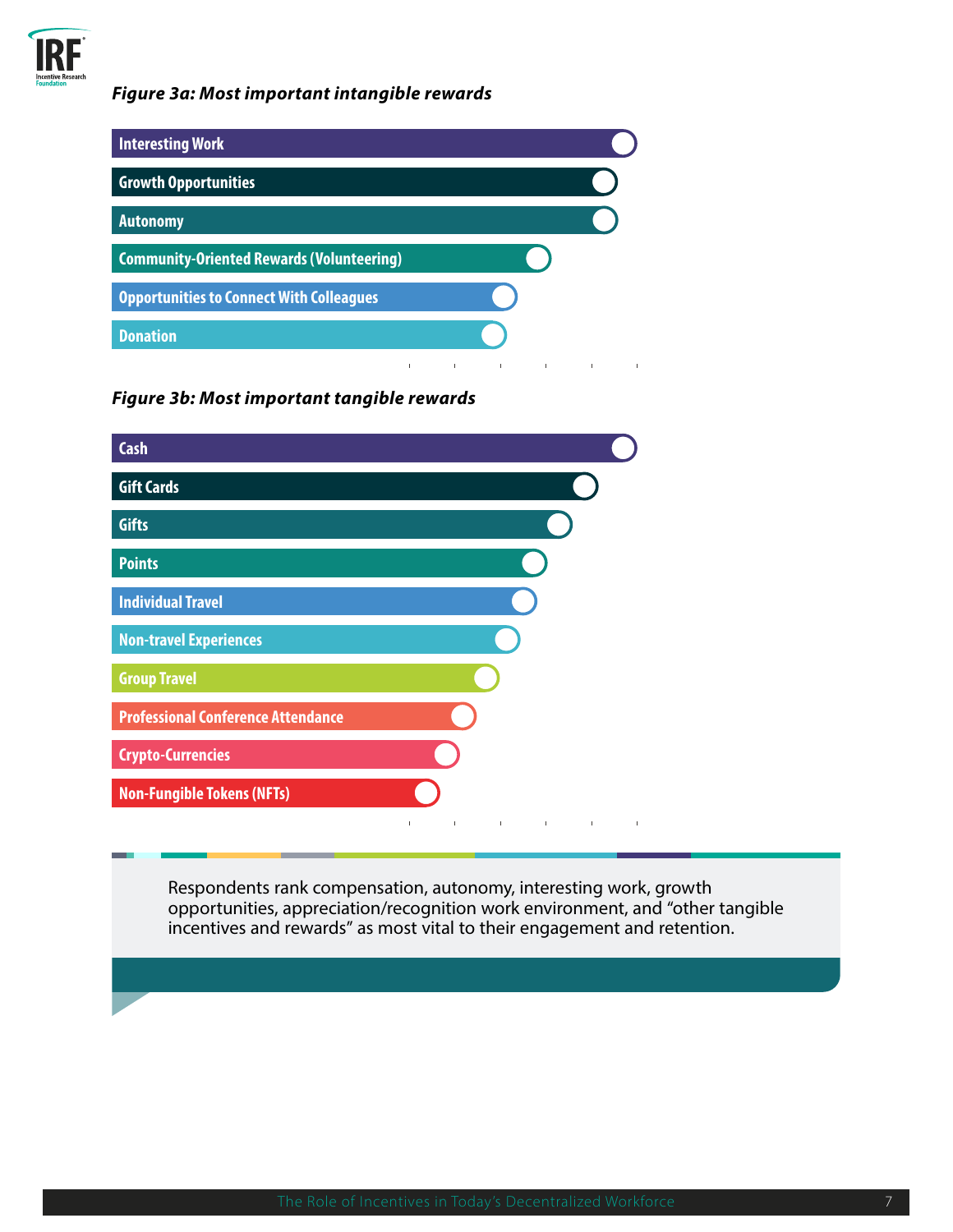*Figure 3a: Most important intangible rewards*

Interesting Work
Growth Opportunities
Autonomy
Community-Oriented Rewards (Volunteering)
Opportunities to Connect With Colleagues
Donation

*Figure 3b: Most important tangible rewards*

Cash
Gift Cards
Gifts
Points
Individual Travel
Non-travel Experiences
Group Travel
Professional Conference Attendance
Crypto-Currencies
Non-Fungible Tokens (NFTs)

Respondents rank compensation, autonomy, interesting work, growth opportunities, appreciation/recognition work environment, and "other tangible incentives and rewards" as most vital to their engagement and retention.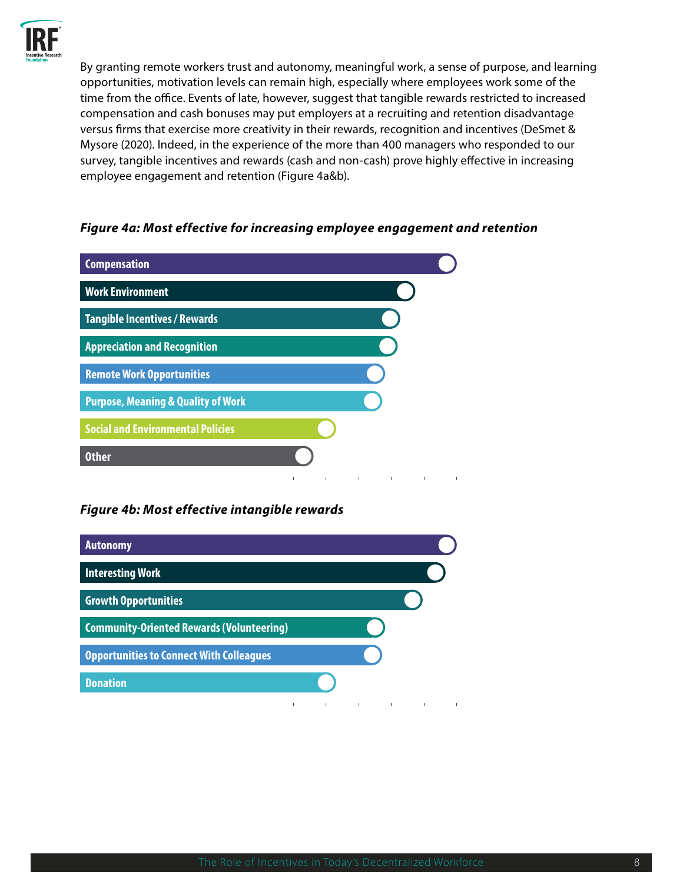By granting remote workers trust and autonomy, meaningful work, a sense of purpose, and learning opportunities, motivation levels can remain high, especially where employees work some of the time from the office. Events of late, however, suggest that tangible rewards restricted to increased compensation and cash bonuses may put employers at a recruiting and retention disadvantage versus firms that exercise more creativity in their rewards, recognition and incentives (DeSmet & Mysore (2020). Indeed, in the experience of the more than 400 managers who responded to our survey, tangible incentives and rewards (cash and non-cash) prove highly effective in increasing employee engagement and retention (Figure 4a&b).

***Figure 4a: Most effective for increasing employee engagement and retention***

Compensation

Work Environment

Tangible Incentives / Rewards

Appreciation and Recognition

Remote Work Opportunities

Purpose, Meaning & Quality of Work

Social and Environmental Policies

Other

***Figure 4b: Most effective intangible rewards***

Autonomy

Interesting Work

Growth Opportunities

Community-Oriented Rewards (Volunteering)

Opportunities to Connect With Colleagues

Donation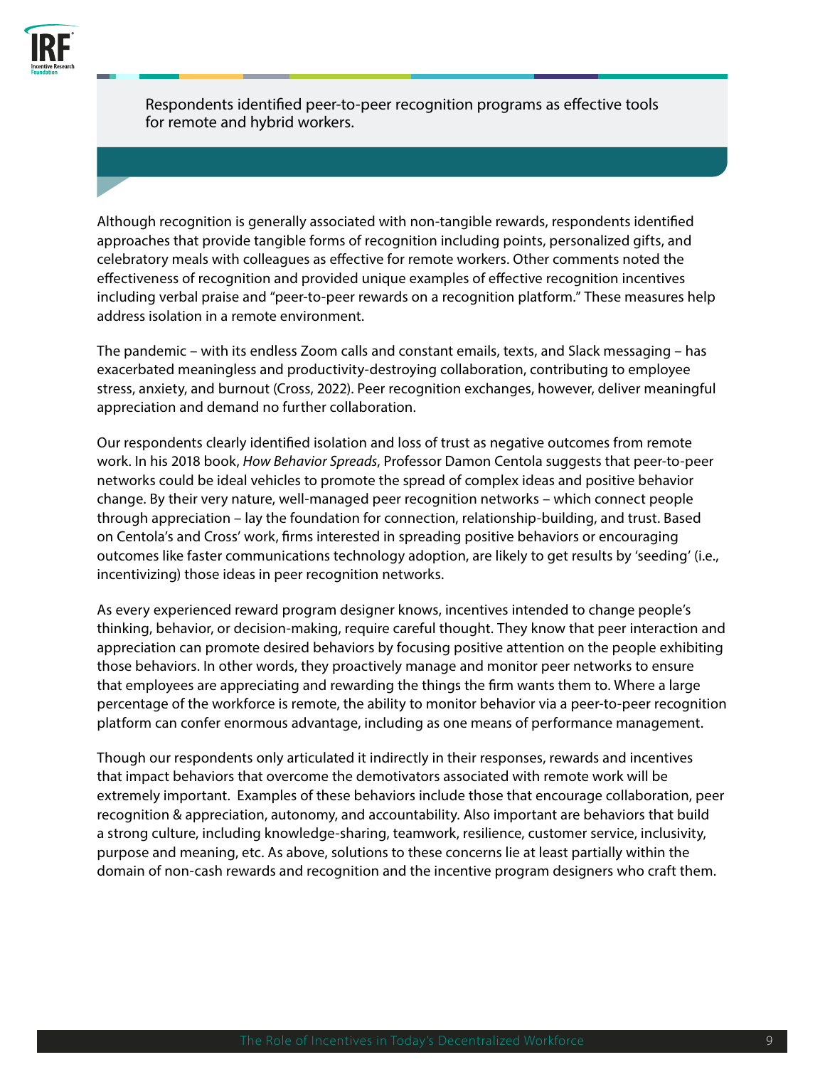Respondents identified peer-to-peer recognition programs as effective tools for remote and hybrid workers.

Although recognition is generally associated with non-tangible rewards, respondents identified approaches that provide tangible forms of recognition including points, personalized gifts, and celebratory meals with colleagues as effective for remote workers. Other comments noted the effectiveness of recognition and provided unique examples of effective recognition incentives including verbal praise and "peer-to-peer rewards on a recognition platform." These measures help address isolation in a remote environment.

The pandemic – with its endless Zoom calls and constant emails, texts, and Slack messaging – has exacerbated meaningless and productivity-destroying collaboration, contributing to employee stress, anxiety, and burnout (Cross, 2022). Peer recognition exchanges, however, deliver meaningful appreciation and demand no further collaboration.

Our respondents clearly identified isolation and loss of trust as negative outcomes from remote work. In his 2018 book, *How Behavior Spreads*, Professor Damon Centola suggests that peer-to-peer networks could be ideal vehicles to promote the spread of complex ideas and positive behavior change. By their very nature, well-managed peer recognition networks – which connect people through appreciation – lay the foundation for connection, relationship-building, and trust. Based on Centola's and Cross' work, firms interested in spreading positive behaviors or encouraging outcomes like faster communications technology adoption, are likely to get results by 'seeding' (i.e., incentivizing) those ideas in peer recognition networks.

As every experienced reward program designer knows, incentives intended to change people's thinking, behavior, or decision-making, require careful thought. They know that peer interaction and appreciation can promote desired behaviors by focusing positive attention on the people exhibiting those behaviors. In other words, they proactively manage and monitor peer networks to ensure that employees are appreciating and rewarding the things the firm wants them to. Where a large percentage of the workforce is remote, the ability to monitor behavior via a peer-to-peer recognition platform can confer enormous advantage, including as one means of performance management.

Though our respondents only articulated it indirectly in their responses, rewards and incentives that impact behaviors that overcome the demotivators associated with remote work will be extremely important. Examples of these behaviors include those that encourage collaboration, peer recognition & appreciation, autonomy, and accountability. Also important are behaviors that build a strong culture, including knowledge-sharing, teamwork, resilience, customer service, inclusivity, purpose and meaning, etc. As above, solutions to these concerns lie at least partially within the domain of non-cash rewards and recognition and the incentive program designers who craft them.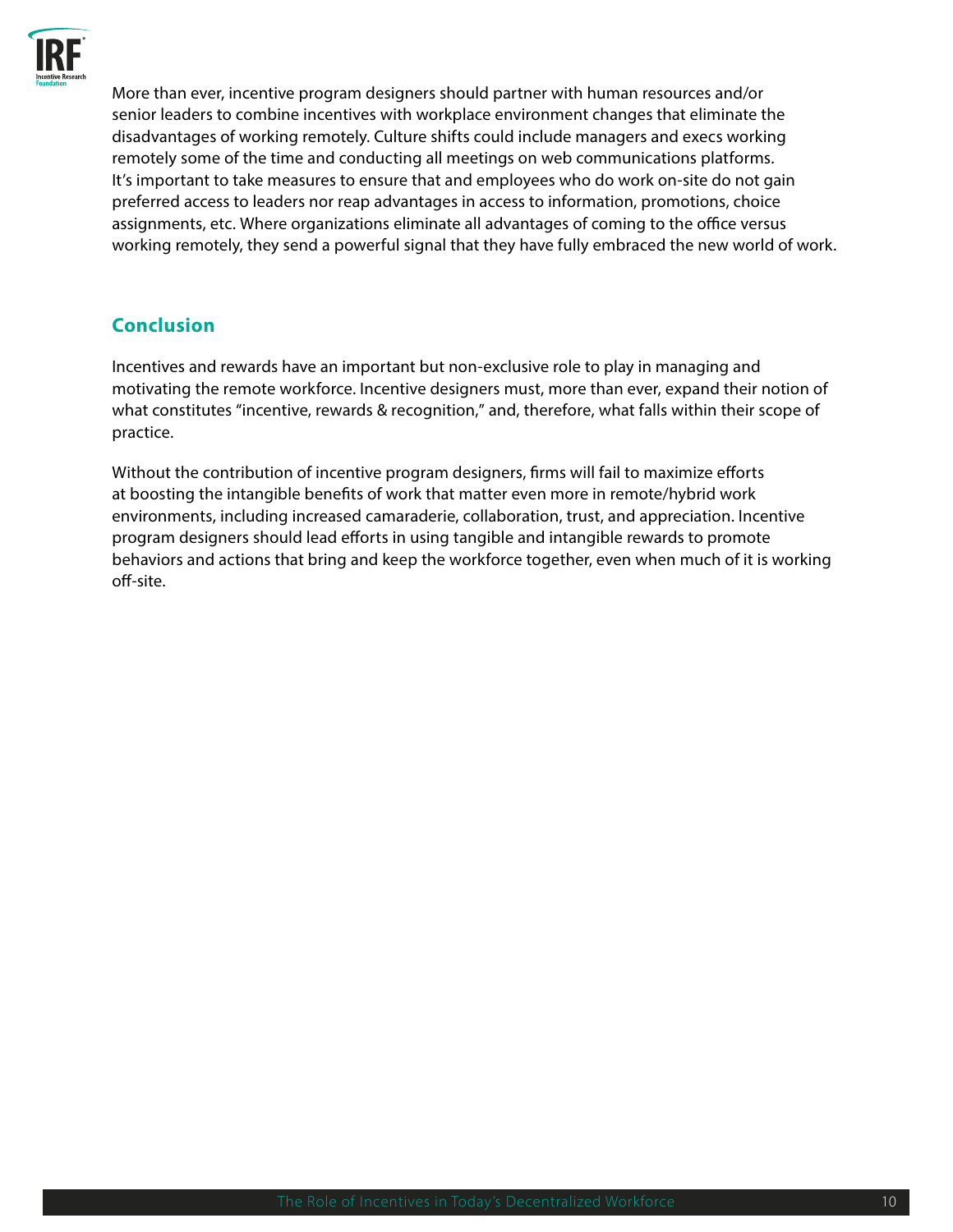More than ever, incentive program designers should partner with human resources and/or senior leaders to combine incentives with workplace environment changes that eliminate the disadvantages of working remotely. Culture shifts could include managers and execs working remotely some of the time and conducting all meetings on web communications platforms. It's important to take measures to ensure that and employees who do work on-site do not gain preferred access to leaders nor reap advantages in access to information, promotions, choice assignments, etc. Where organizations eliminate all advantages of coming to the office versus working remotely, they send a powerful signal that they have fully embraced the new world of work.

## Conclusion

Incentives and rewards have an important but non-exclusive role to play in managing and motivating the remote workforce. Incentive designers must, more than ever, expand their notion of what constitutes "incentive, rewards & recognition," and, therefore, what falls within their scope of practice.

Without the contribution of incentive program designers, firms will fail to maximize efforts at boosting the intangible benefits of work that matter even more in remote/hybrid work environments, including increased camaraderie, collaboration, trust, and appreciation. Incentive program designers should lead efforts in using tangible and intangible rewards to promote behaviors and actions that bring and keep the workforce together, even when much of it is working off-site.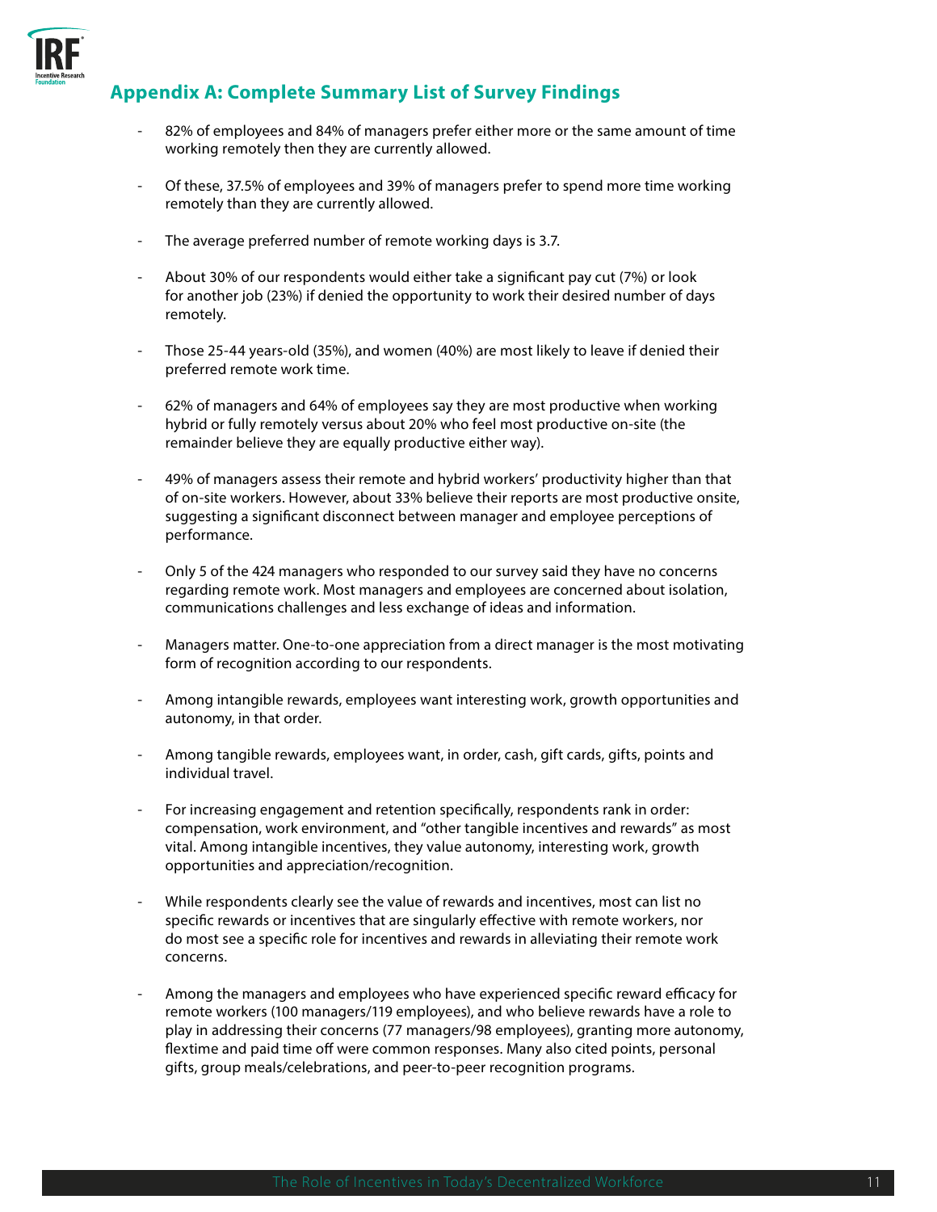## Appendix A: Complete Summary List of Survey Findings

- 82% of employees and 84% of managers prefer either more or the same amount of time working remotely then they are currently allowed.
- Of these, 37.5% of employees and 39% of managers prefer to spend more time working remotely than they are currently allowed.
- The average preferred number of remote working days is 3.7.
- About 30% of our respondents would either take a significant pay cut (7%) or look for another job (23%) if denied the opportunity to work their desired number of days remotely.
- Those 25-44 years-old (35%), and women (40%) are most likely to leave if denied their preferred remote work time.
- 62% of managers and 64% of employees say they are most productive when working hybrid or fully remotely versus about 20% who feel most productive on-site (the remainder believe they are equally productive either way).
- 49% of managers assess their remote and hybrid workers' productivity higher than that of on-site workers. However, about 33% believe their reports are most productive onsite, suggesting a significant disconnect between manager and employee perceptions of performance.
- Only 5 of the 424 managers who responded to our survey said they have no concerns regarding remote work. Most managers and employees are concerned about isolation, communications challenges and less exchange of ideas and information.
- Managers matter. One-to-one appreciation from a direct manager is the most motivating form of recognition according to our respondents.
- Among intangible rewards, employees want interesting work, growth opportunities and autonomy, in that order.
- Among tangible rewards, employees want, in order, cash, gift cards, gifts, points and individual travel.
- For increasing engagement and retention specifically, respondents rank in order: compensation, work environment, and "other tangible incentives and rewards" as most vital. Among intangible incentives, they value autonomy, interesting work, growth opportunities and appreciation/recognition.
- While respondents clearly see the value of rewards and incentives, most can list no specific rewards or incentives that are singularly effective with remote workers, nor do most see a specific role for incentives and rewards in alleviating their remote work concerns.
- Among the managers and employees who have experienced specific reward efficacy for remote workers (100 managers/119 employees), and who believe rewards have a role to play in addressing their concerns (77 managers/98 employees), granting more autonomy, flextime and paid time off were common responses. Many also cited points, personal gifts, group meals/celebrations, and peer-to-peer recognition programs.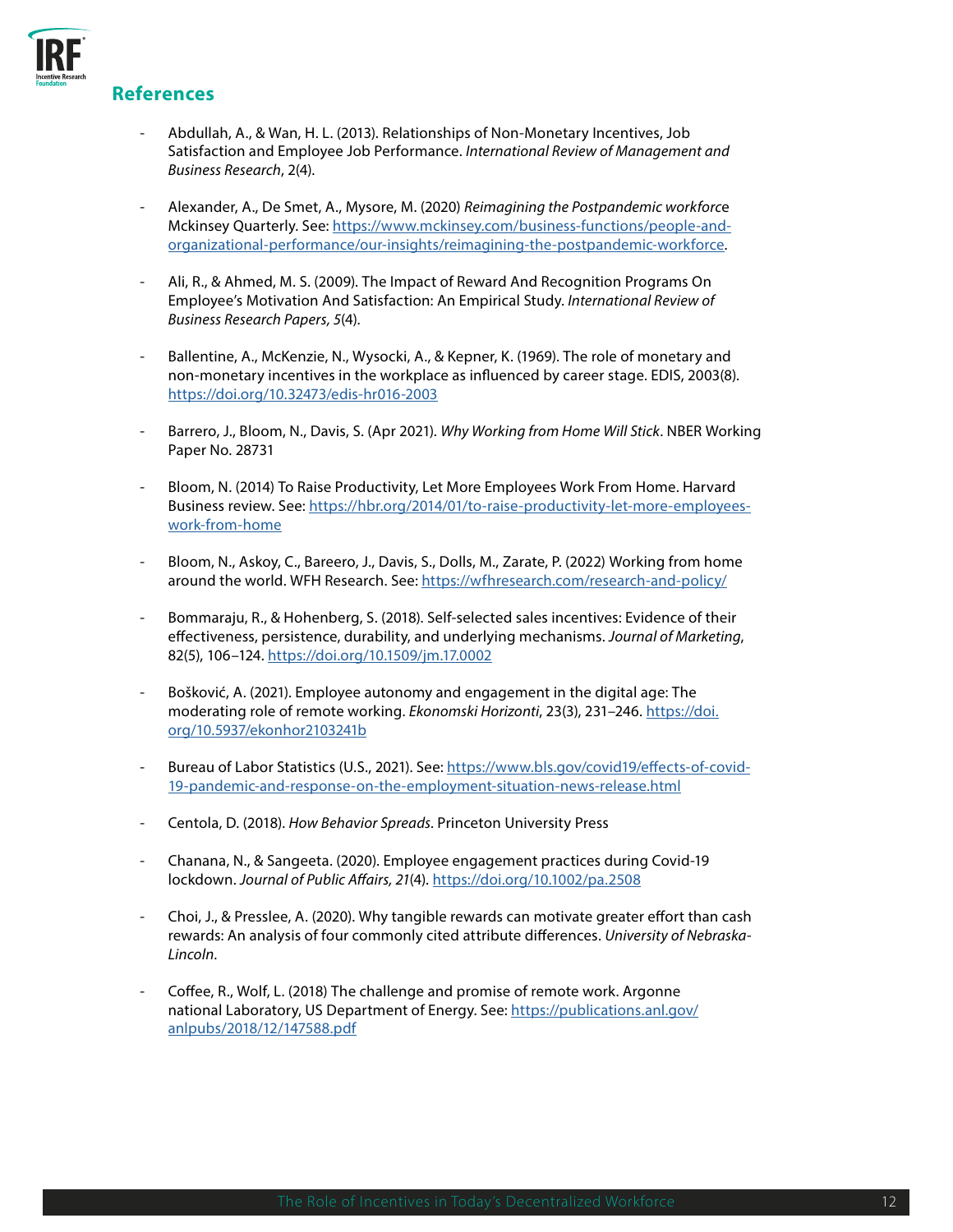## References

- Abdullah, A., & Wan, H. L. (2013). Relationships of Non-Monetary Incentives, Job Satisfaction and Employee Job Performance. *International Review of Management and Business Research*, 2(4).

- Alexander, A., De Smet, A., Mysore, M. (2020) *Reimagining the Postpandemic workforc*e Mckinsey Quarterly. See: https://www.mckinsey.com/business-functions/people-and-organizational-performance/our-insights/reimagining-the-postpandemic-workforce.

- Ali, R., & Ahmed, M. S. (2009). The Impact of Reward And Recognition Programs On Employee's Motivation And Satisfaction: An Empirical Study. *International Review of Business Research Papers, 5*(4).

- Ballentine, A., McKenzie, N., Wysocki, A., & Kepner, K. (1969). The role of monetary and non-monetary incentives in the workplace as influenced by career stage. EDIS, 2003(8). https://doi.org/10.32473/edis-hr016-2003

- Barrero, J., Bloom, N., Davis, S. (Apr 2021). *Why Working from Home Will Stick*. NBER Working Paper No. 28731

- Bloom, N. (2014) To Raise Productivity, Let More Employees Work From Home. Harvard Business review. See: https://hbr.org/2014/01/to-raise-productivity-let-more-employees-work-from-home

- Bloom, N., Askoy, C., Bareero, J., Davis, S., Dolls, M., Zarate, P. (2022) Working from home around the world. WFH Research. See: https://wfhresearch.com/research-and-policy/

- Bommaraju, R., & Hohenberg, S. (2018). Self-selected sales incentives: Evidence of their effectiveness, persistence, durability, and underlying mechanisms. *Journal of Marketing*, 82(5), 106–124. https://doi.org/10.1509/jm.17.0002

- Bošković, A. (2021). Employee autonomy and engagement in the digital age: The moderating role of remote working. *Ekonomski Horizonti*, 23(3), 231–246. https://doi.org/10.5937/ekonhor2103241b

- Bureau of Labor Statistics (U.S., 2021). See: https://www.bls.gov/covid19/effects-of-covid-19-pandemic-and-response-on-the-employment-situation-news-release.html

- Centola, D. (2018). *How Behavior Spreads*. Princeton University Press

- Chanana, N., & Sangeeta. (2020). Employee engagement practices during Covid-19 lockdown. *Journal of Public Affairs, 21*(4). https://doi.org/10.1002/pa.2508

- Choi, J., & Presslee, A. (2020). Why tangible rewards can motivate greater effort than cash rewards: An analysis of four commonly cited attribute differences. *University of Nebraska-Lincoln*.

- Coffee, R., Wolf, L. (2018) The challenge and promise of remote work. Argonne national Laboratory, US Department of Energy. See: https://publications.anl.gov/anlpubs/2018/12/147588.pdf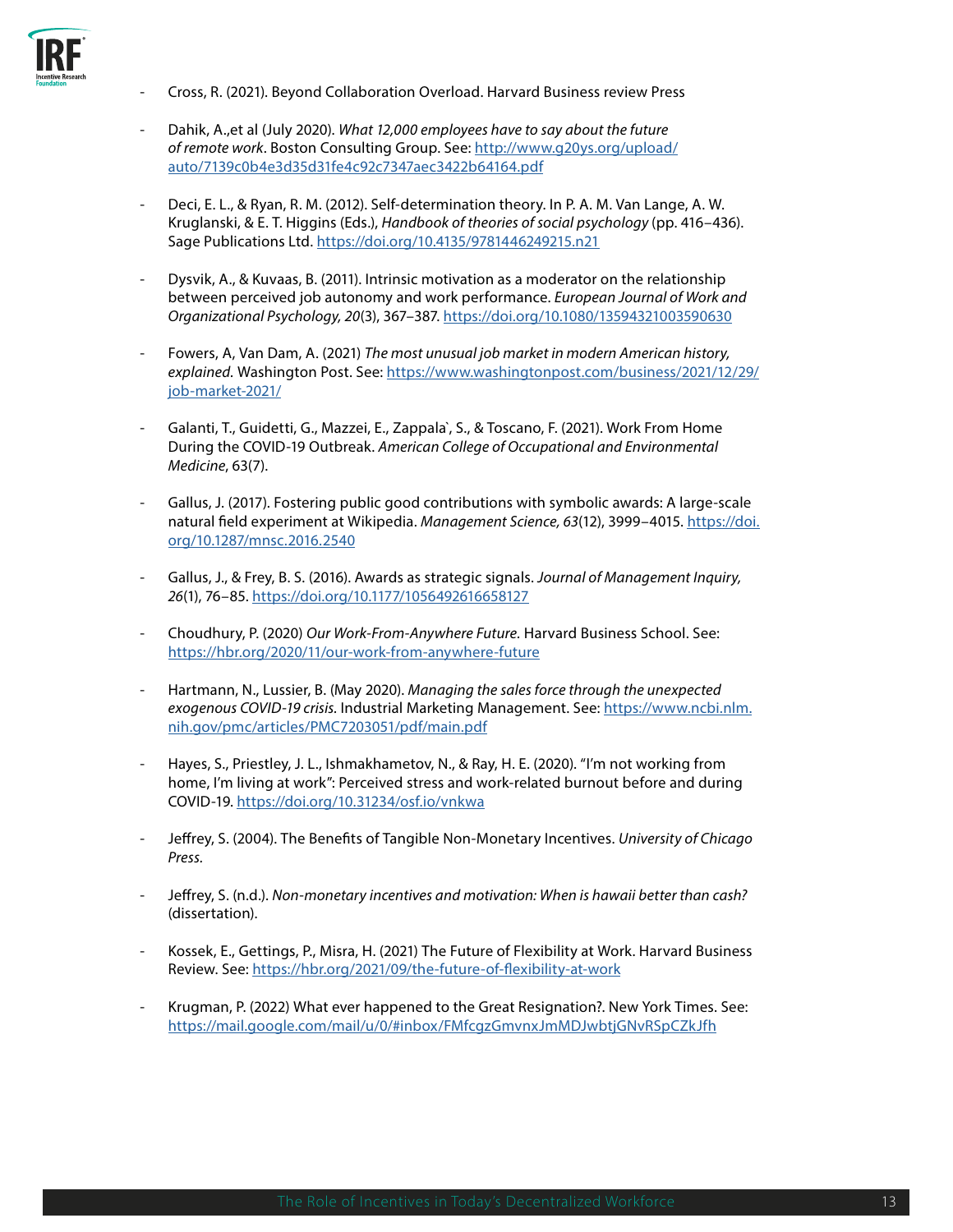- Cross, R. (2021). Beyond Collaboration Overload. Harvard Business review Press

- Dahik, A.,et al (July 2020). *What 12,000 employees have to say about the future of remote work*. Boston Consulting Group. See: http://www.g20ys.org/upload/auto/7139c0b4e3d35d31fe4c92c7347aec3422b64164.pdf

- Deci, E. L., & Ryan, R. M. (2012). Self-determination theory. In P. A. M. Van Lange, A. W. Kruglanski, & E. T. Higgins (Eds.), *Handbook of theories of social psychology* (pp. 416–436). Sage Publications Ltd. https://doi.org/10.4135/9781446249215.n21

- Dysvik, A., & Kuvaas, B. (2011). Intrinsic motivation as a moderator on the relationship between perceived job autonomy and work performance. *European Journal of Work and Organizational Psychology, 20*(3), 367–387. https://doi.org/10.1080/13594321003590630

- Fowers, A, Van Dam, A. (2021) *The most unusual job market in modern American history, explained.* Washington Post. See: https://www.washingtonpost.com/business/2021/12/29/job-market-2021/

- Galanti, T., Guidetti, G., Mazzei, E., Zappala`, S., & Toscano, F. (2021). Work From Home During the COVID-19 Outbreak. *American College of Occupational and Environmental Medicine*, 63(7).

- Gallus, J. (2017). Fostering public good contributions with symbolic awards: A large-scale natural field experiment at Wikipedia. *Management Science, 63*(12), 3999–4015. https://doi.org/10.1287/mnsc.2016.2540

- Gallus, J., & Frey, B. S. (2016). Awards as strategic signals. *Journal of Management Inquiry, 26*(1), 76–85. https://doi.org/10.1177/1056492616658127

- Choudhury, P. (2020) *Our Work-From-Anywhere Future.* Harvard Business School. See: https://hbr.org/2020/11/our-work-from-anywhere-future

- Hartmann, N., Lussier, B. (May 2020). *Managing the sales force through the unexpected exogenous COVID-19 crisis.* Industrial Marketing Management. See: https://www.ncbi.nlm.nih.gov/pmc/articles/PMC7203051/pdf/main.pdf

- Hayes, S., Priestley, J. L., Ishmakhametov, N., & Ray, H. E. (2020). "I'm not working from home, I'm living at work": Perceived stress and work-related burnout before and during COVID-19. https://doi.org/10.31234/osf.io/vnkwa

- Jeffrey, S. (2004). The Benefits of Tangible Non-Monetary Incentives. *University of Chicago Press.*

- Jeffrey, S. (n.d.). *Non-monetary incentives and motivation: When is hawaii better than cash?* (dissertation).

- Kossek, E., Gettings, P., Misra, H. (2021) The Future of Flexibility at Work. Harvard Business Review. See: https://hbr.org/2021/09/the-future-of-flexibility-at-work

- Krugman, P. (2022) What ever happened to the Great Resignation?. New York Times. See: https://mail.google.com/mail/u/0/#inbox/FMfcgzGmvnxJmMDJwbtjGNvRSpCZkJfh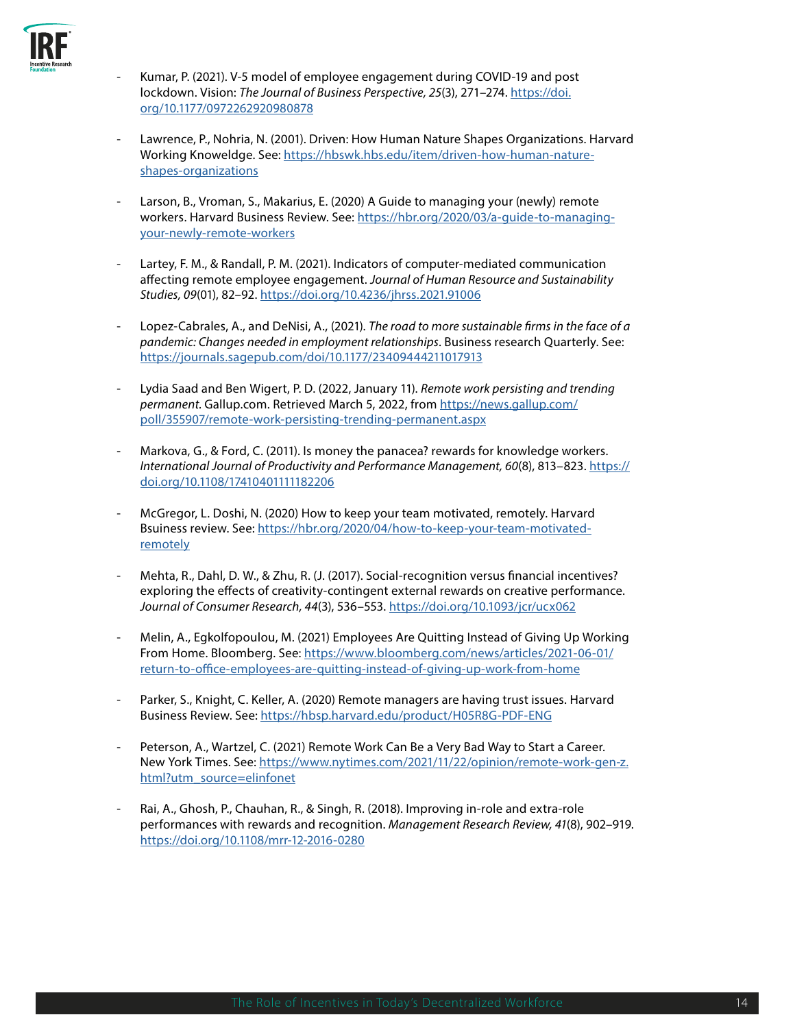- Kumar, P. (2021). V-5 model of employee engagement during COVID-19 and post lockdown. Vision: *The Journal of Business Perspective, 25*(3), 271–274. https://doi.org/10.1177/0972262920980878

- Lawrence, P., Nohria, N. (2001). Driven: How Human Nature Shapes Organizations. Harvard Working Knoweldge. See: https://hbswk.hbs.edu/item/driven-how-human-nature-shapes-organizations

- Larson, B., Vroman, S., Makarius, E. (2020) A Guide to managing your (newly) remote workers. Harvard Business Review. See: https://hbr.org/2020/03/a-guide-to-managing-your-newly-remote-workers

- Lartey, F. M., & Randall, P. M. (2021). Indicators of computer-mediated communication affecting remote employee engagement. *Journal of Human Resource and Sustainability Studies, 09*(01), 82–92. https://doi.org/10.4236/jhrss.2021.91006

- Lopez-Cabrales, A., and DeNisi, A., (2021). *The road to more sustainable firms in the face of a pandemic: Changes needed in employment relationships*. Business research Quarterly. See: https://journals.sagepub.com/doi/10.1177/23409444211017913

- Lydia Saad and Ben Wigert, P. D. (2022, January 11). *Remote work persisting and trending permanent.* Gallup.com. Retrieved March 5, 2022, from https://news.gallup.com/poll/355907/remote-work-persisting-trending-permanent.aspx

- Markova, G., & Ford, C. (2011). Is money the panacea? rewards for knowledge workers. *International Journal of Productivity and Performance Management, 60*(8), 813–823. https://doi.org/10.1108/17410401111182206

- McGregor, L. Doshi, N. (2020) How to keep your team motivated, remotely. Harvard Bsuiness review. See: https://hbr.org/2020/04/how-to-keep-your-team-motivated-remotely

- Mehta, R., Dahl, D. W., & Zhu, R. (J. (2017). Social-recognition versus financial incentives? exploring the effects of creativity-contingent external rewards on creative performance. *Journal of Consumer Research, 44*(3), 536–553. https://doi.org/10.1093/jcr/ucx062

- Melin, A., Egkolfopoulou, M. (2021) Employees Are Quitting Instead of Giving Up Working From Home. Bloomberg. See: https://www.bloomberg.com/news/articles/2021-06-01/return-to-office-employees-are-quitting-instead-of-giving-up-work-from-home

- Parker, S., Knight, C. Keller, A. (2020) Remote managers are having trust issues. Harvard Business Review. See: https://hbsp.harvard.edu/product/H05R8G-PDF-ENG

- Peterson, A., Wartzel, C. (2021) Remote Work Can Be a Very Bad Way to Start a Career. New York Times. See: https://www.nytimes.com/2021/11/22/opinion/remote-work-gen-z.html?utm_source=elinfonet

- Rai, A., Ghosh, P., Chauhan, R., & Singh, R. (2018). Improving in-role and extra-role performances with rewards and recognition. *Management Research Review, 41*(8), 902–919. https://doi.org/10.1108/mrr-12-2016-0280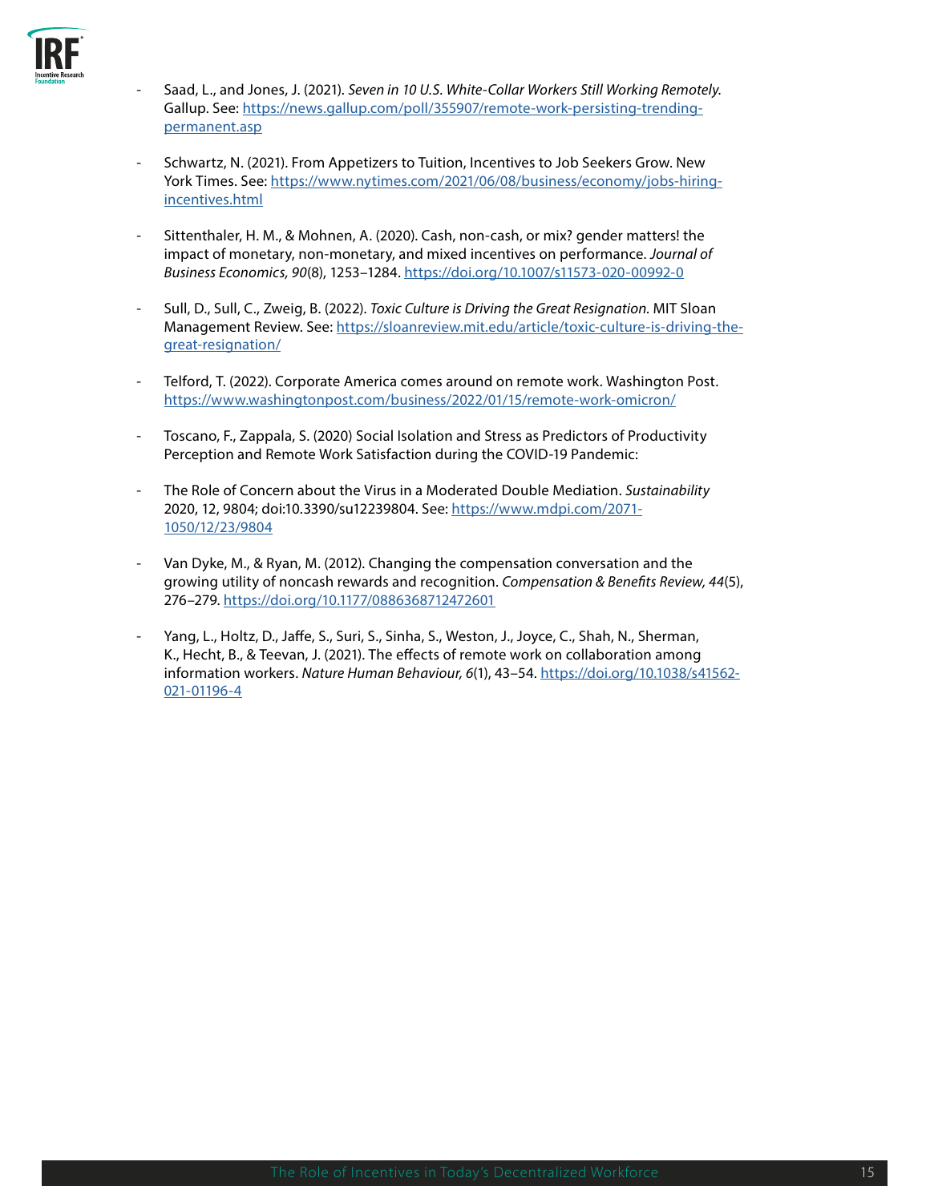- Saad, L., and Jones, J. (2021). *Seven in 10 U.S. White-Collar Workers Still Working Remotely.* Gallup. See: https://news.gallup.com/poll/355907/remote-work-persisting-trending-permanent.asp

- Schwartz, N. (2021). From Appetizers to Tuition, Incentives to Job Seekers Grow. New York Times. See: https://www.nytimes.com/2021/06/08/business/economy/jobs-hiring-incentives.html

- Sittenthaler, H. M., & Mohnen, A. (2020). Cash, non-cash, or mix? gender matters! the impact of monetary, non-monetary, and mixed incentives on performance. *Journal of Business Economics, 90*(8), 1253–1284. https://doi.org/10.1007/s11573-020-00992-0

- Sull, D., Sull, C., Zweig, B. (2022). *Toxic Culture is Driving the Great Resignation.* MIT Sloan Management Review. See: https://sloanreview.mit.edu/article/toxic-culture-is-driving-the-great-resignation/

- Telford, T. (2022). Corporate America comes around on remote work. Washington Post. https://www.washingtonpost.com/business/2022/01/15/remote-work-omicron/

- Toscano, F., Zappala, S. (2020) Social Isolation and Stress as Predictors of Productivity Perception and Remote Work Satisfaction during the COVID-19 Pandemic:

- The Role of Concern about the Virus in a Moderated Double Mediation. *Sustainability* 2020, 12, 9804; doi:10.3390/su12239804. See: https://www.mdpi.com/2071-1050/12/23/9804

- Van Dyke, M., & Ryan, M. (2012). Changing the compensation conversation and the growing utility of noncash rewards and recognition. *Compensation & Benefits Review, 44*(5), 276–279. https://doi.org/10.1177/0886368712472601

- Yang, L., Holtz, D., Jaffe, S., Suri, S., Sinha, S., Weston, J., Joyce, C., Shah, N., Sherman, K., Hecht, B., & Teevan, J. (2021). The effects of remote work on collaboration among information workers. *Nature Human Behaviour, 6*(1), 43–54. https://doi.org/10.1038/s41562-021-01196-4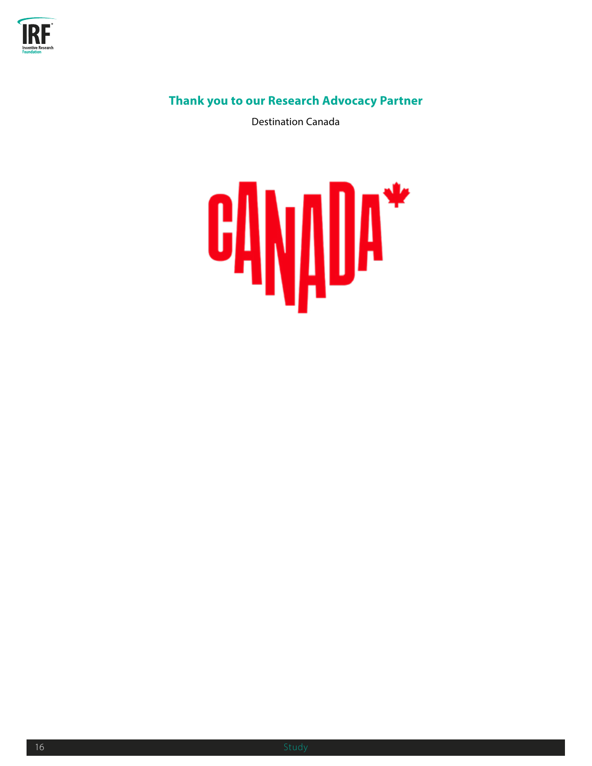## Thank you to our Research Advocacy Partner

Destination Canada